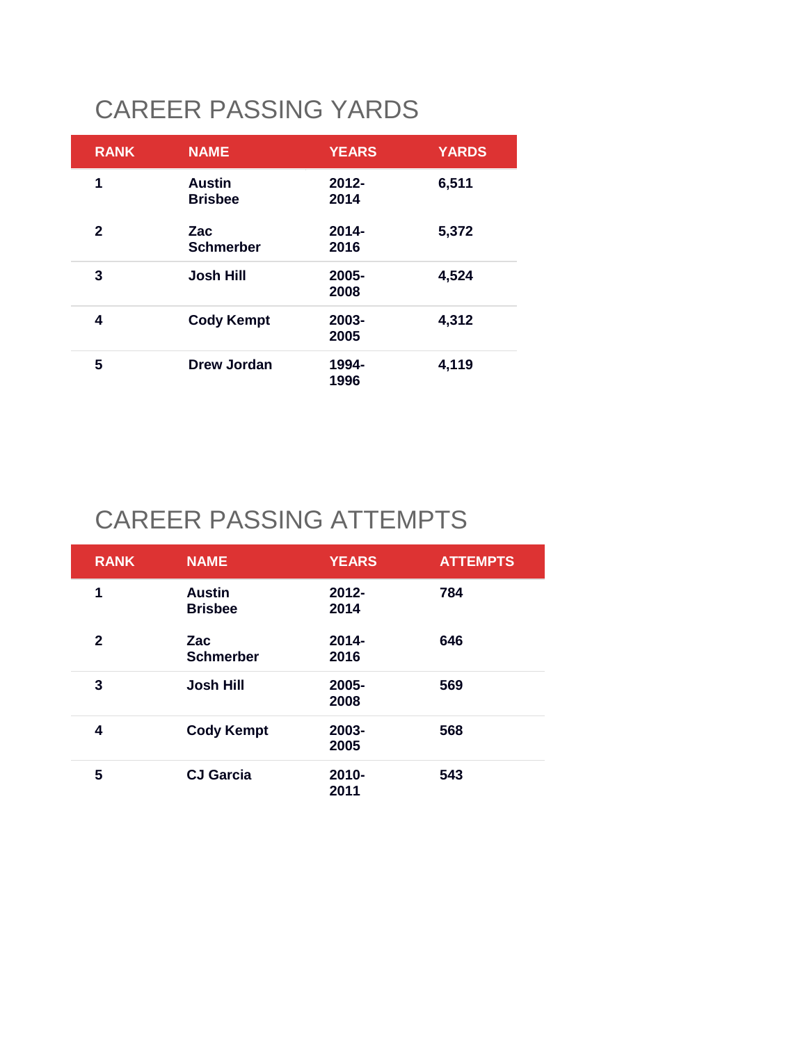# CAREER PASSING YARDS

| RANK | NAME | YEARS | YARDS |
|---|---|---|---|
| 1 | Austin Brisbee | 2012-2014 | 6,511 |
| 2 | Zac Schmerber | 2014-2016 | 5,372 |
| 3 | Josh Hill | 2005-2008 | 4,524 |
| 4 | Cody Kempt | 2003-2005 | 4,312 |
| 5 | Drew Jordan | 1994-1996 | 4,119 |

# CAREER PASSING ATTEMPTS

| RANK | NAME | YEARS | ATTEMPTS |
|---|---|---|---|
| 1 | Austin Brisbee | 2012-2014 | 784 |
| 2 | Zac Schmerber | 2014-2016 | 646 |
| 3 | Josh Hill | 2005-2008 | 569 |
| 4 | Cody Kempt | 2003-2005 | 568 |
| 5 | CJ Garcia | 2010-2011 | 543 |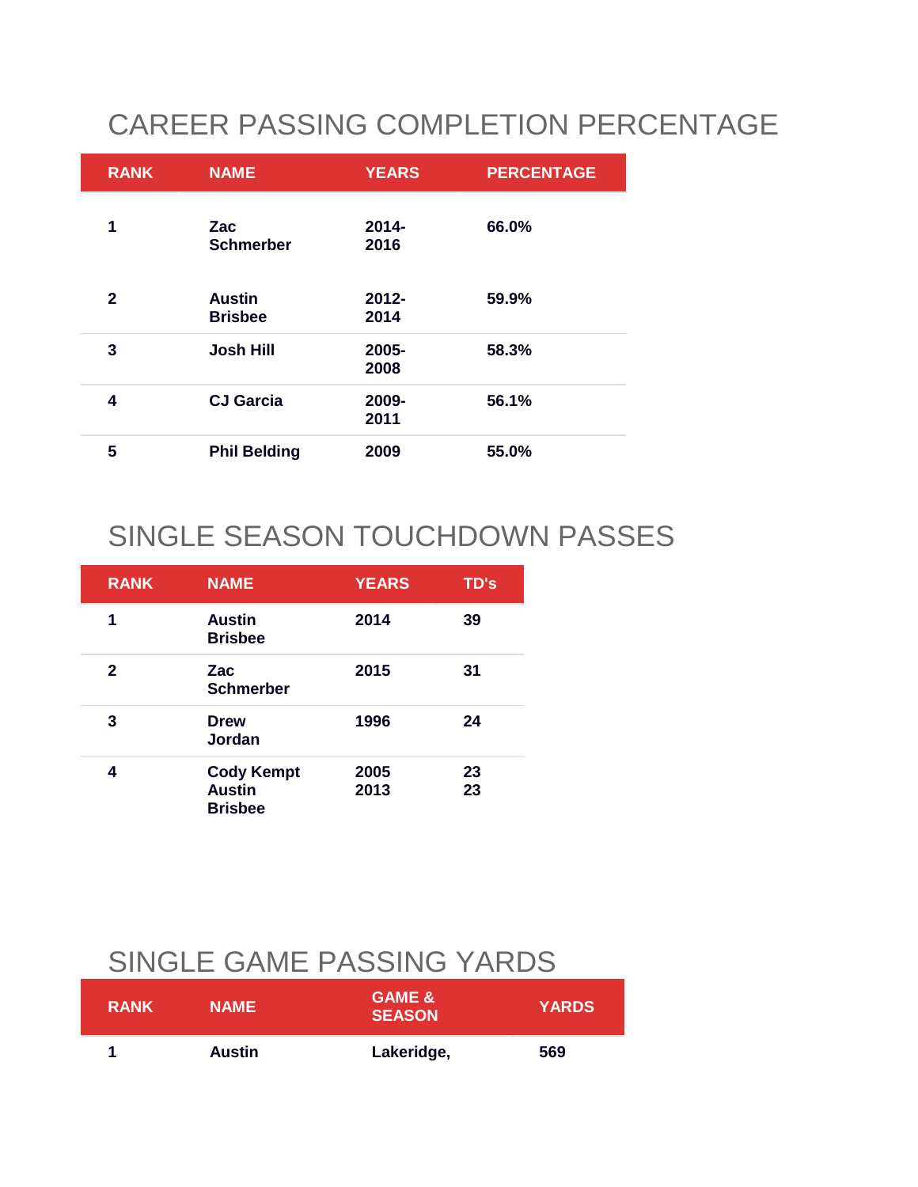## CAREER PASSING COMPLETION PERCENTAGE

| RANK | NAME | YEARS | PERCENTAGE |
|---|---|---|---|
| 1 | Zac Schmerber | 2014-2016 | 66.0% |
| 2 | Austin Brisbee | 2012-2014 | 59.9% |
| 3 | Josh Hill | 2005-2008 | 58.3% |
| 4 | CJ Garcia | 2009-2011 | 56.1% |
| 5 | Phil Belding | 2009 | 55.0% |

## SINGLE SEASON TOUCHDOWN PASSES

| RANK | NAME | YEARS | TD's |
|---|---|---|---|
| 1 | Austin Brisbee | 2014 | 39 |
| 2 | Zac Schmerber | 2015 | 31 |
| 3 | Drew Jordan | 1996 | 24 |
| 4 | Cody Kempt<br>Austin Brisbee | 2005<br>2013 | 23<br>23 |

## SINGLE GAME PASSING YARDS

| RANK | NAME | GAME & SEASON | YARDS |
|---|---|---|---|
| 1 | Austin | Lakeridge, | 569 |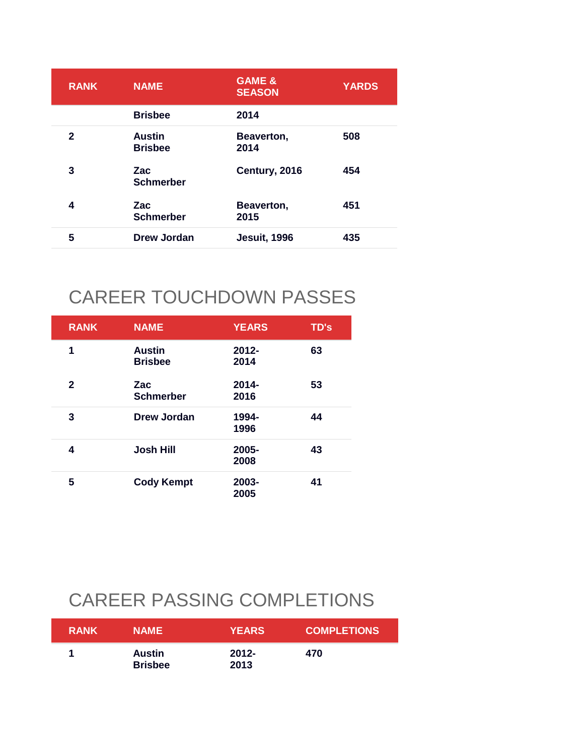| RANK | NAME | GAME & SEASON | YARDS |
|---|---|---|---|
| | Brisbee | 2014 | |
| 2 | Austin Brisbee | Beaverton, 2014 | 508 |
| 3 | Zac Schmerber | Century, 2016 | 454 |
| 4 | Zac Schmerber | Beaverton, 2015 | 451 |
| 5 | Drew Jordan | Jesuit, 1996 | 435 |

## CAREER TOUCHDOWN PASSES

| RANK | NAME | YEARS | TD's |
|---|---|---|---|
| 1 | Austin Brisbee | 2012-2014 | 63 |
| 2 | Zac Schmerber | 2014-2016 | 53 |
| 3 | Drew Jordan | 1994-1996 | 44 |
| 4 | Josh Hill | 2005-2008 | 43 |
| 5 | Cody Kempt | 2003-2005 | 41 |

## CAREER PASSING COMPLETIONS

| RANK | NAME | YEARS | COMPLETIONS |
|---|---|---|---|
| 1 | Austin Brisbee | 2012-2013 | 470 |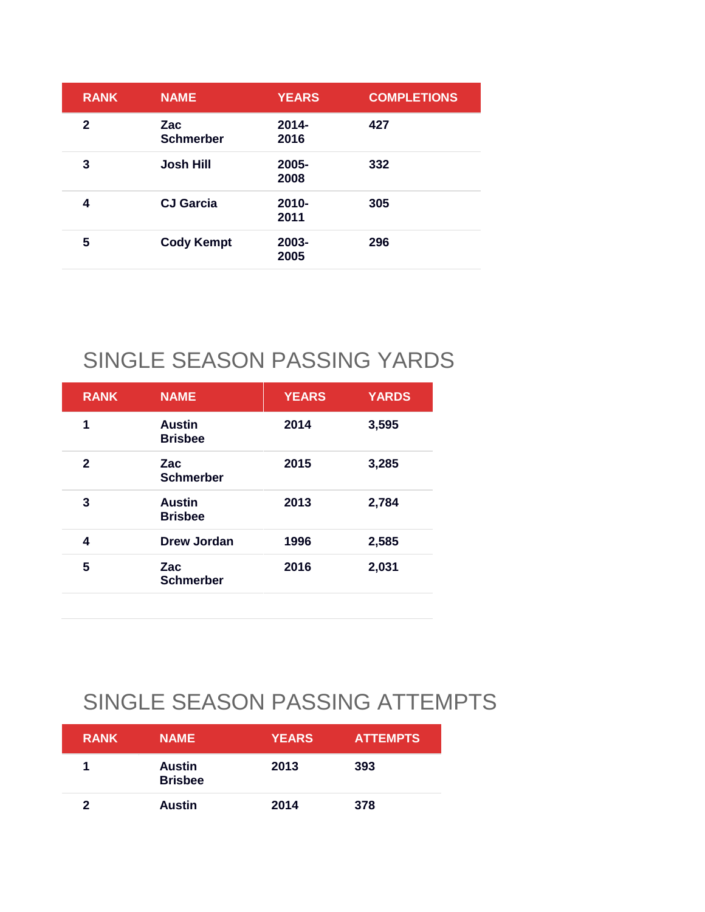| RANK | NAME | YEARS | COMPLETIONS |
|---|---|---|---|
| 2 | Zac Schmerber | 2014-2016 | 427 |
| 3 | Josh Hill | 2005-2008 | 332 |
| 4 | CJ Garcia | 2010-2011 | 305 |
| 5 | Cody Kempt | 2003-2005 | 296 |

## SINGLE SEASON PASSING YARDS

| RANK | NAME | YEARS | YARDS |
|---|---|---|---|
| 1 | Austin Brisbee | 2014 | 3,595 |
| 2 | Zac Schmerber | 2015 | 3,285 |
| 3 | Austin Brisbee | 2013 | 2,784 |
| 4 | Drew Jordan | 1996 | 2,585 |
| 5 | Zac Schmerber | 2016 | 2,031 |

## SINGLE SEASON PASSING ATTEMPTS

| RANK | NAME | YEARS | ATTEMPTS |
|---|---|---|---|
| 1 | Austin Brisbee | 2013 | 393 |
| 2 | Austin | 2014 | 378 |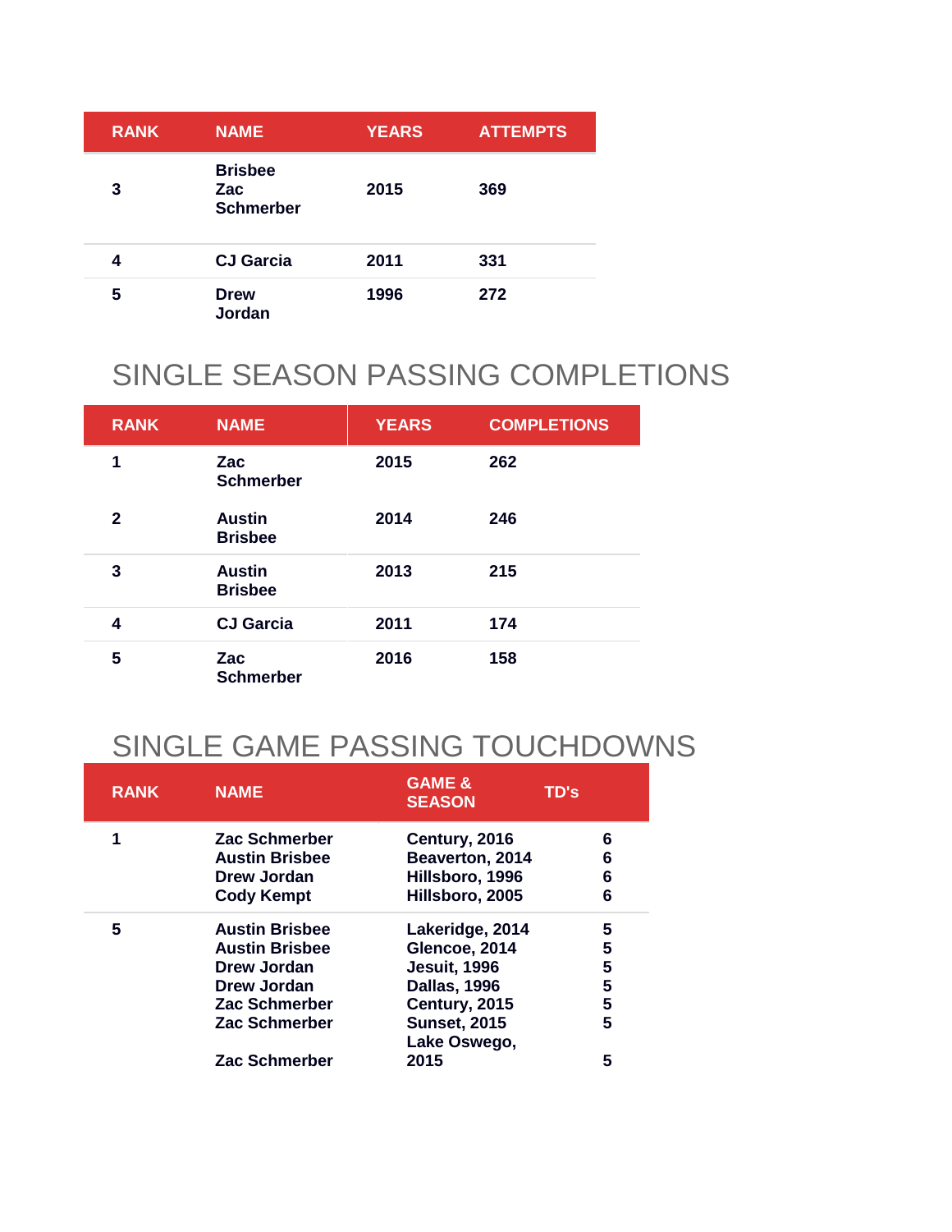| RANK | NAME | YEARS | ATTEMPTS |
| --- | --- | --- | --- |
| 3 | Brisbee Zac Schmerber | 2015 | 369 |
| 4 | CJ Garcia | 2011 | 331 |
| 5 | Drew Jordan | 1996 | 272 |

## SINGLE SEASON PASSING COMPLETIONS

| RANK | NAME | YEARS | COMPLETIONS |
| --- | --- | --- | --- |
| 1 | Zac Schmerber | 2015 | 262 |
| 2 | Austin Brisbee | 2014 | 246 |
| 3 | Austin Brisbee | 2013 | 215 |
| 4 | CJ Garcia | 2011 | 174 |
| 5 | Zac Schmerber | 2016 | 158 |

## SINGLE GAME PASSING TOUCHDOWNS

| RANK | NAME | GAME & SEASON | TD's |
| --- | --- | --- | --- |
| 1 | Zac Schmerber | Century, 2016 | 6 |
| | Austin Brisbee | Beaverton, 2014 | 6 |
| | Drew Jordan | Hillsboro, 1996 | 6 |
| | Cody Kempt | Hillsboro, 2005 | 6 |
| 5 | Austin Brisbee | Lakeridge, 2014 | 5 |
| | Austin Brisbee | Glencoe, 2014 | 5 |
| | Drew Jordan | Jesuit, 1996 | 5 |
| | Drew Jordan | Dallas, 1996 | 5 |
| | Zac Schmerber | Century, 2015 | 5 |
| | Zac Schmerber | Sunset, 2015 | 5 |
| | Zac Schmerber | Lake Oswego, 2015 | 5 |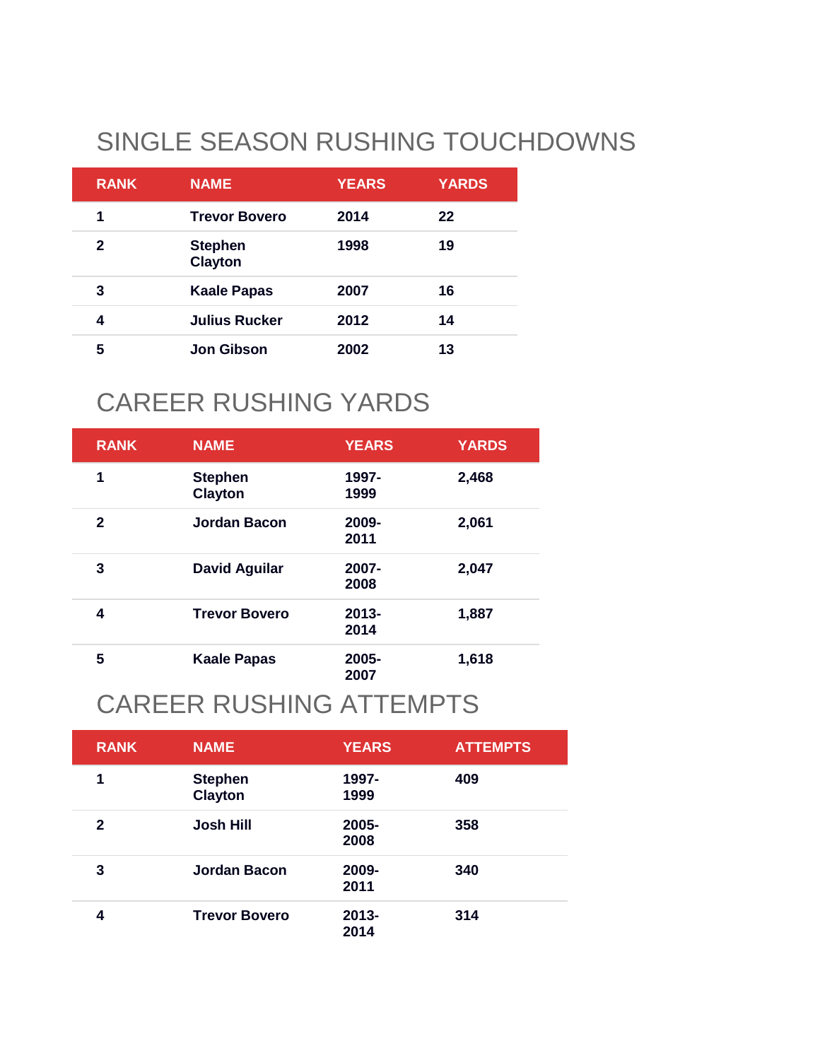## SINGLE SEASON RUSHING TOUCHDOWNS

| RANK | NAME | YEARS | YARDS |
|---|---|---|---|
| 1 | Trevor Bovero | 2014 | 22 |
| 2 | Stephen Clayton | 1998 | 19 |
| 3 | Kaale Papas | 2007 | 16 |
| 4 | Julius Rucker | 2012 | 14 |
| 5 | Jon Gibson | 2002 | 13 |

## CAREER RUSHING YARDS

| RANK | NAME | YEARS | YARDS |
|---|---|---|---|
| 1 | Stephen Clayton | 1997-1999 | 2,468 |
| 2 | Jordan Bacon | 2009-2011 | 2,061 |
| 3 | David Aguilar | 2007-2008 | 2,047 |
| 4 | Trevor Bovero | 2013-2014 | 1,887 |
| 5 | Kaale Papas | 2005-2007 | 1,618 |

## CAREER RUSHING ATTEMPTS

| RANK | NAME | YEARS | ATTEMPTS |
|---|---|---|---|
| 1 | Stephen Clayton | 1997-1999 | 409 |
| 2 | Josh Hill | 2005-2008 | 358 |
| 3 | Jordan Bacon | 2009-2011 | 340 |
| 4 | Trevor Bovero | 2013-2014 | 314 |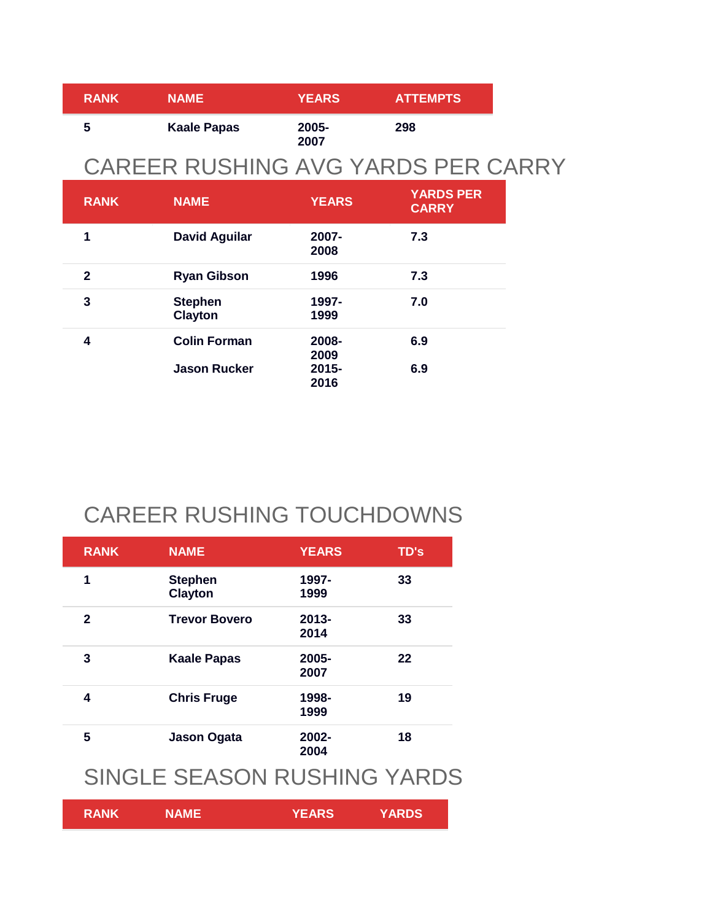| RANK | NAME | YEARS | ATTEMPTS |
| --- | --- | --- | --- |
| 5 | Kaale Papas | 2005-2007 | 298 |

## CAREER RUSHING AVG YARDS PER CARRY

| RANK | NAME | YEARS | YARDS PER CARRY |
| --- | --- | --- | --- |
| 1 | David Aguilar | 2007-2008 | 7.3 |
| 2 | Ryan Gibson | 1996 | 7.3 |
| 3 | Stephen Clayton | 1997-1999 | 7.0 |
| 4 | Colin Forman | 2008-2009 | 6.9 |
| | Jason Rucker | 2015-2016 | 6.9 |

## CAREER RUSHING TOUCHDOWNS

| RANK | NAME | YEARS | TD's |
| --- | --- | --- | --- |
| 1 | Stephen Clayton | 1997-1999 | 33 |
| 2 | Trevor Bovero | 2013-2014 | 33 |
| 3 | Kaale Papas | 2005-2007 | 22 |
| 4 | Chris Fruge | 1998-1999 | 19 |
| 5 | Jason Ogata | 2002-2004 | 18 |

## SINGLE SEASON RUSHING YARDS

| RANK | NAME | YEARS | YARDS |
| --- | --- | --- | --- |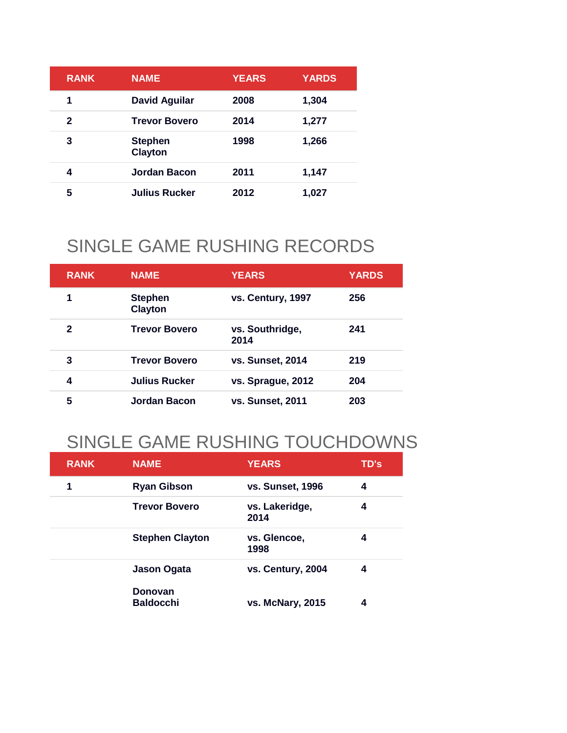| RANK | NAME | YEARS | YARDS |
| --- | --- | --- | --- |
| 1 | David Aguilar | 2008 | 1,304 |
| 2 | Trevor Bovero | 2014 | 1,277 |
| 3 | Stephen Clayton | 1998 | 1,266 |
| 4 | Jordan Bacon | 2011 | 1,147 |
| 5 | Julius Rucker | 2012 | 1,027 |

## SINGLE GAME RUSHING RECORDS

| RANK | NAME | YEARS | YARDS |
| --- | --- | --- | --- |
| 1 | Stephen Clayton | vs. Century, 1997 | 256 |
| 2 | Trevor Bovero | vs. Southridge, 2014 | 241 |
| 3 | Trevor Bovero | vs. Sunset, 2014 | 219 |
| 4 | Julius Rucker | vs. Sprague, 2012 | 204 |
| 5 | Jordan Bacon | vs. Sunset, 2011 | 203 |

## SINGLE GAME RUSHING TOUCHDOWNS

| RANK | NAME | YEARS | TD's |
| --- | --- | --- | --- |
| 1 | Ryan Gibson | vs. Sunset, 1996 | 4 |
| | Trevor Bovero | vs. Lakeridge, 2014 | 4 |
| | Stephen Clayton | vs. Glencoe, 1998 | 4 |
| | Jason Ogata | vs. Century, 2004 | 4 |
| | Donovan Baldocchi | vs. McNary, 2015 | 4 |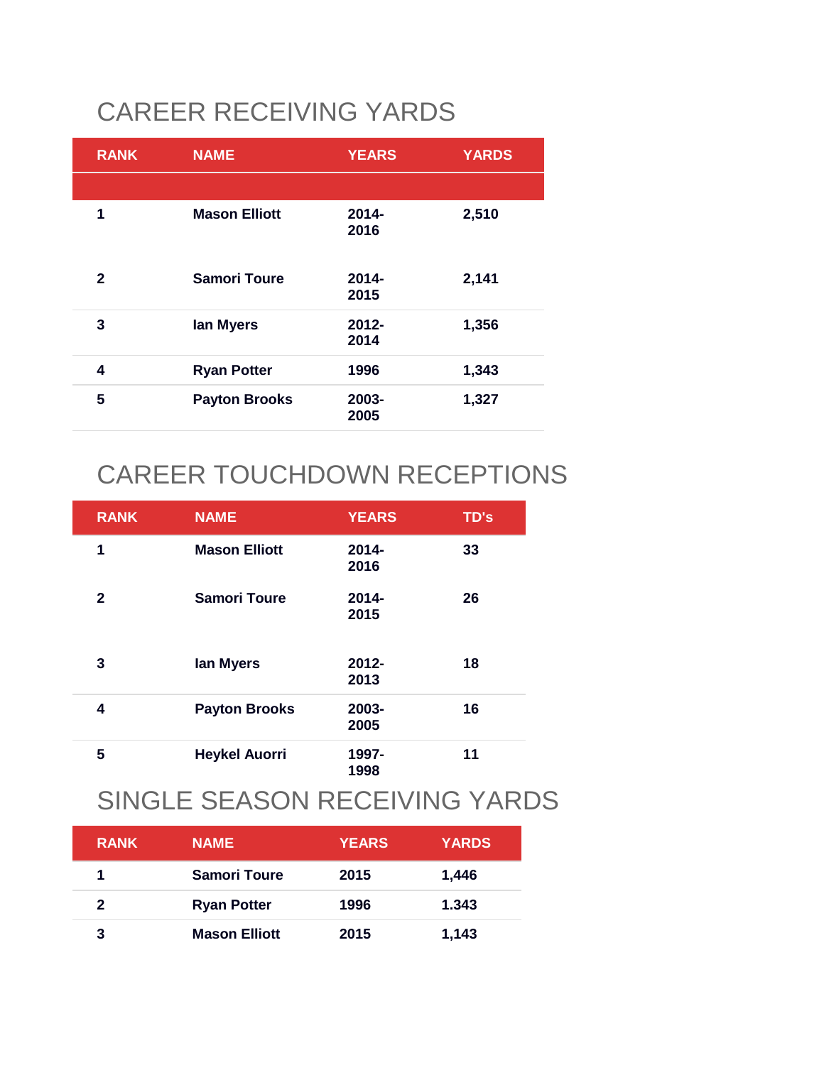## CAREER RECEIVING YARDS

| RANK | NAME | YEARS | YARDS |
|---|---|---|---|
| 1 | Mason Elliott | 2014-2016 | 2,510 |
| 2 | Samori Toure | 2014-2015 | 2,141 |
| 3 | Ian Myers | 2012-2014 | 1,356 |
| 4 | Ryan Potter | 1996 | 1,343 |
| 5 | Payton Brooks | 2003-2005 | 1,327 |

## CAREER TOUCHDOWN RECEPTIONS

| RANK | NAME | YEARS | TD's |
|---|---|---|---|
| 1 | Mason Elliott | 2014-2016 | 33 |
| 2 | Samori Toure | 2014-2015 | 26 |
| 3 | Ian Myers | 2012-2013 | 18 |
| 4 | Payton Brooks | 2003-2005 | 16 |
| 5 | Heykel Auorri | 1997-1998 | 11 |

## SINGLE SEASON RECEIVING YARDS

| RANK | NAME | YEARS | YARDS |
|---|---|---|---|
| 1 | Samori Toure | 2015 | 1,446 |
| 2 | Ryan Potter | 1996 | 1.343 |
| 3 | Mason Elliott | 2015 | 1,143 |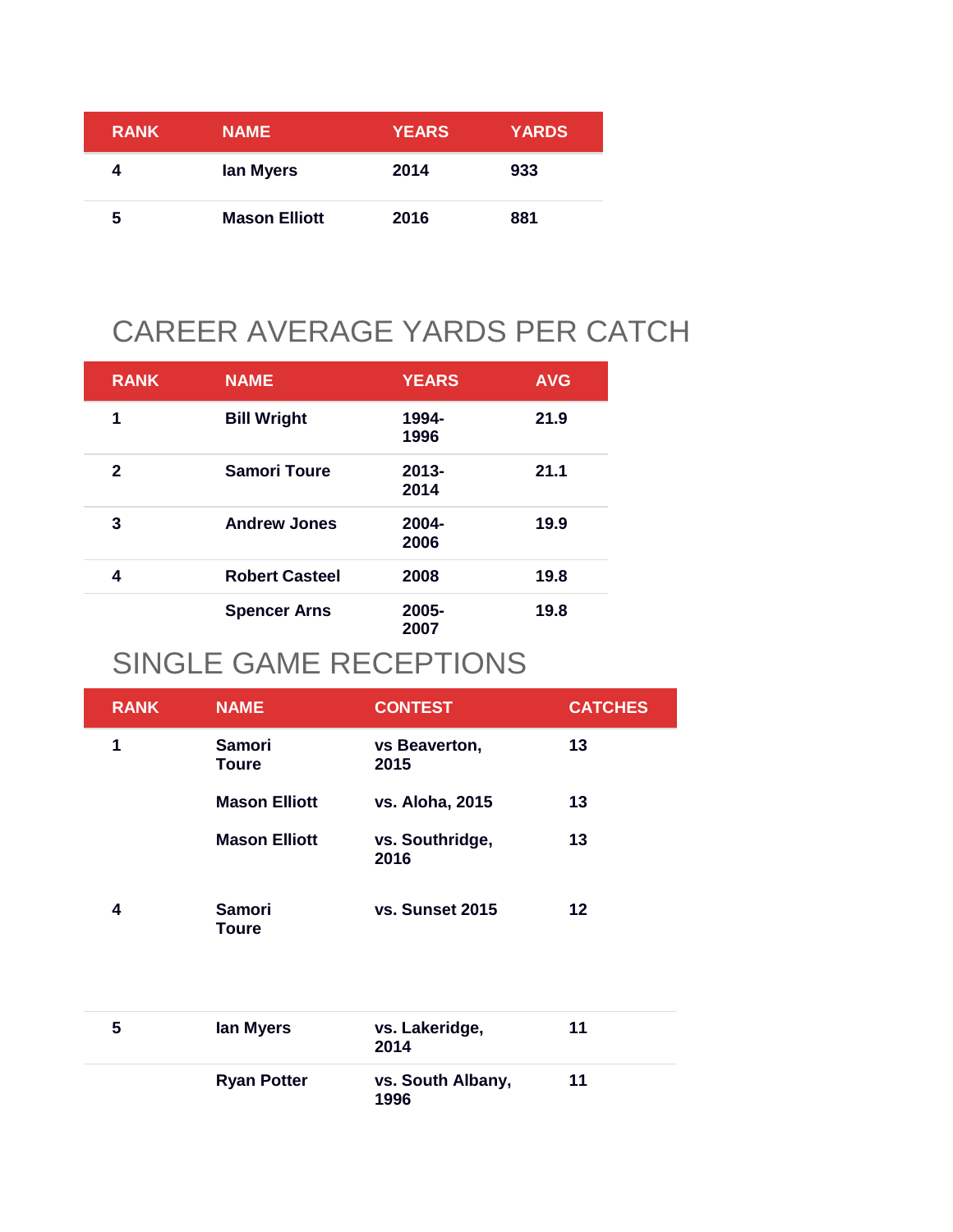| RANK | NAME | YEARS | YARDS |
|---|---|---|---|
| 4 | Ian Myers | 2014 | 933 |
| 5 | Mason Elliott | 2016 | 881 |

## CAREER AVERAGE YARDS PER CATCH

| RANK | NAME | YEARS | AVG |
|---|---|---|---|
| 1 | Bill Wright | 1994-1996 | 21.9 |
| 2 | Samori Toure | 2013-2014 | 21.1 |
| 3 | Andrew Jones | 2004-2006 | 19.9 |
| 4 | Robert Casteel | 2008 | 19.8 |
| | Spencer Arns | 2005-2007 | 19.8 |

## SINGLE GAME RECEPTIONS

| RANK | NAME | CONTEST | CATCHES |
|---|---|---|---|
| 1 | Samori Toure | vs Beaverton, 2015 | 13 |
| | Mason Elliott | vs. Aloha, 2015 | 13 |
| | Mason Elliott | vs. Southridge, 2016 | 13 |
| 4 | Samori Toure | vs. Sunset 2015 | 12 |
| 5 | Ian Myers | vs. Lakeridge, 2014 | 11 |
| | Ryan Potter | vs. South Albany, 1996 | 11 |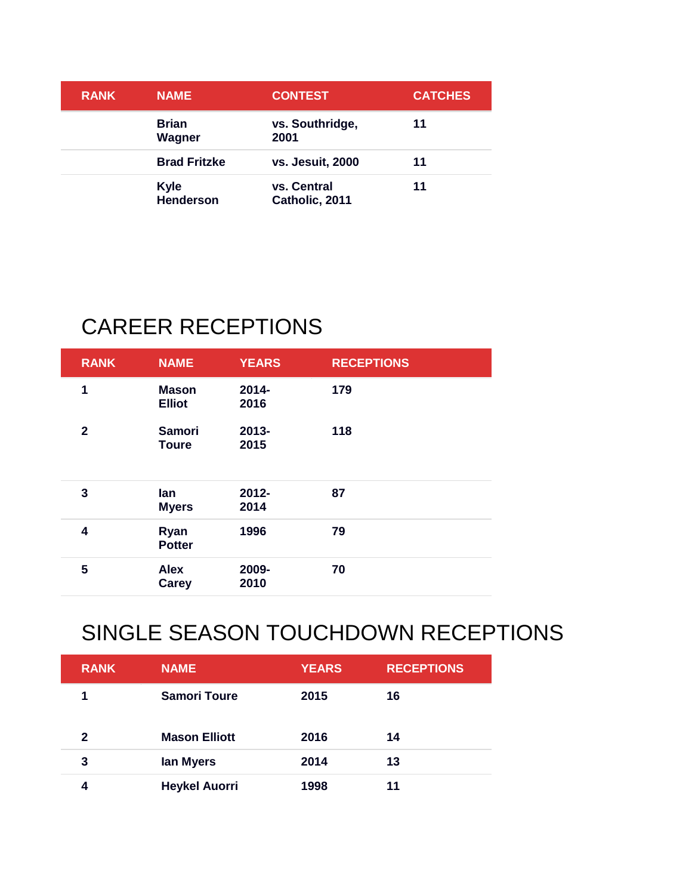| RANK | NAME | CONTEST | CATCHES |
| --- | --- | --- | --- |
| | Brian Wagner | vs. Southridge, 2001 | 11 |
| | Brad Fritzke | vs. Jesuit, 2000 | 11 |
| | Kyle Henderson | vs. Central Catholic, 2011 | 11 |

## CAREER RECEPTIONS

| RANK | NAME | YEARS | RECEPTIONS |
| --- | --- | --- | --- |
| 1 | Mason Elliot | 2014-2016 | 179 |
| 2 | Samori Toure | 2013-2015 | 118 |
| 3 | Ian Myers | 2012-2014 | 87 |
| 4 | Ryan Potter | 1996 | 79 |
| 5 | Alex Carey | 2009-2010 | 70 |

## SINGLE SEASON TOUCHDOWN RECEPTIONS

| RANK | NAME | YEARS | RECEPTIONS |
| --- | --- | --- | --- |
| 1 | Samori Toure | 2015 | 16 |
| 2 | Mason Elliott | 2016 | 14 |
| 3 | Ian Myers | 2014 | 13 |
| 4 | Heykel Auorri | 1998 | 11 |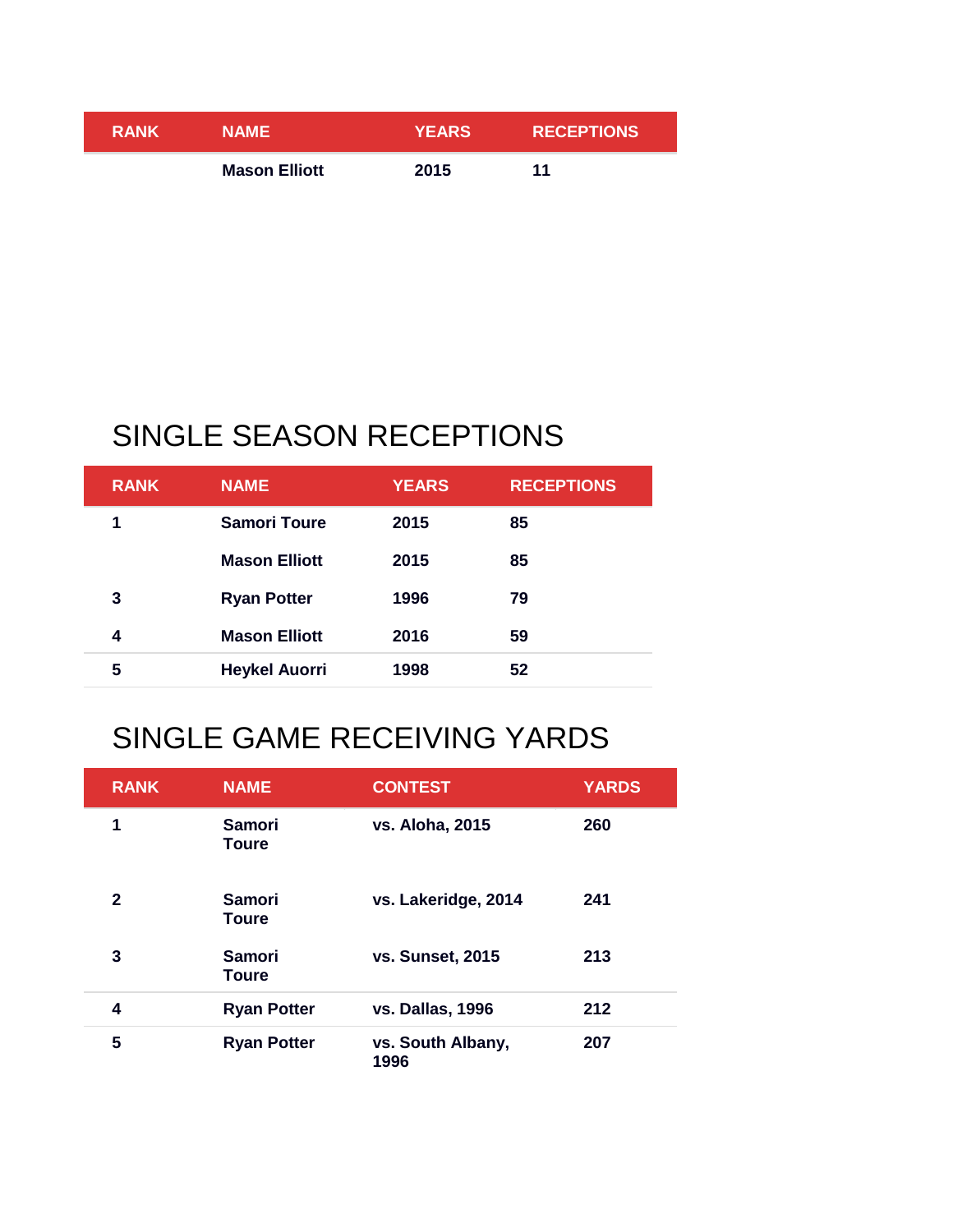| RANK | NAME | YEARS | RECEPTIONS |
| --- | --- | --- | --- |
| | Mason Elliott | 2015 | 11 |

## SINGLE SEASON RECEPTIONS

| RANK | NAME | YEARS | RECEPTIONS |
| --- | --- | --- | --- |
| 1 | Samori Toure | 2015 | 85 |
| | Mason Elliott | 2015 | 85 |
| 3 | Ryan Potter | 1996 | 79 |
| 4 | Mason Elliott | 2016 | 59 |
| 5 | Heykel Auorri | 1998 | 52 |

## SINGLE GAME RECEIVING YARDS

| RANK | NAME | CONTEST | YARDS |
| --- | --- | --- | --- |
| 1 | Samori Toure | vs. Aloha, 2015 | 260 |
| 2 | Samori Toure | vs. Lakeridge, 2014 | 241 |
| 3 | Samori Toure | vs. Sunset, 2015 | 213 |
| 4 | Ryan Potter | vs. Dallas, 1996 | 212 |
| 5 | Ryan Potter | vs. South Albany, 1996 | 207 |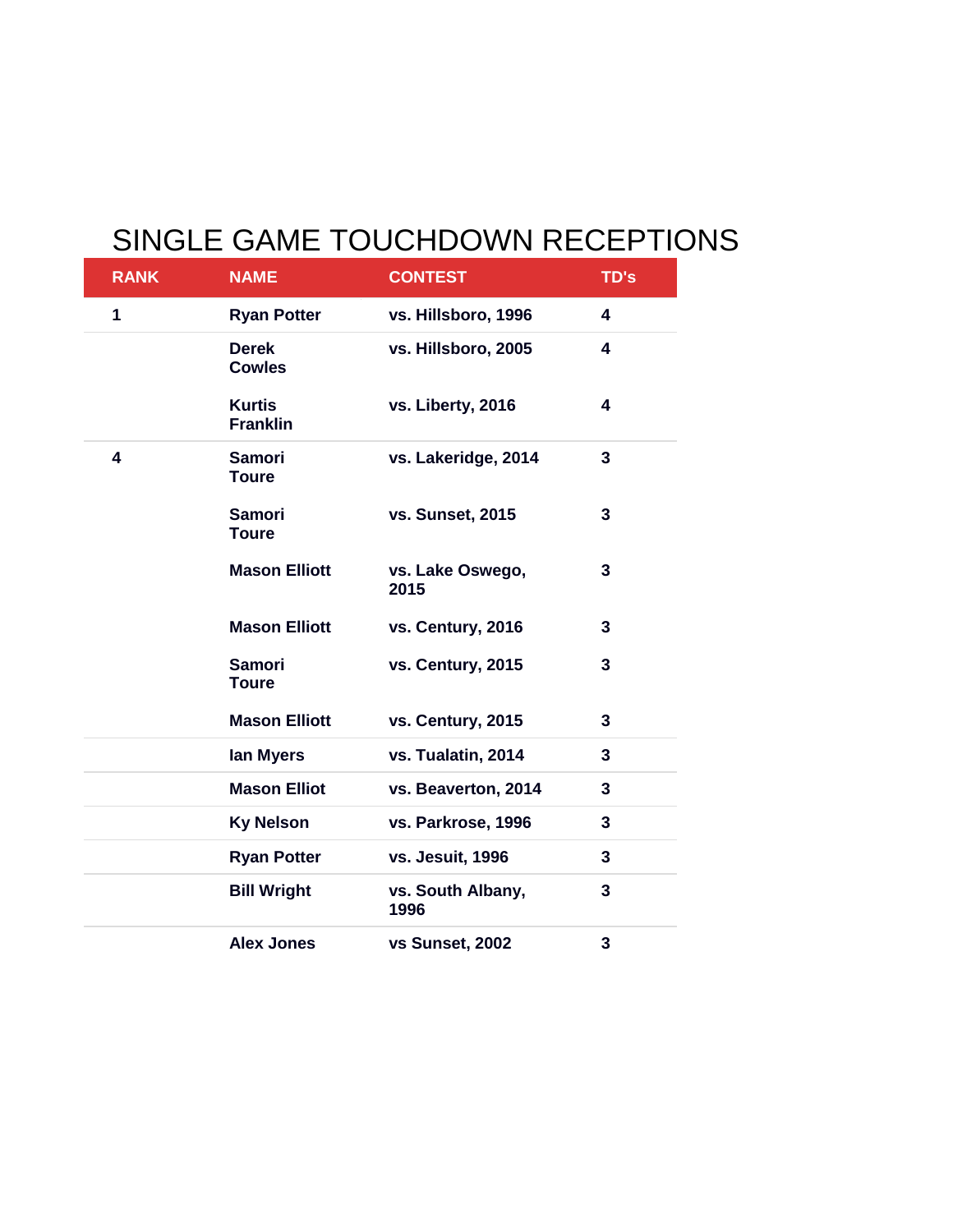# SINGLE GAME TOUCHDOWN RECEPTIONS

| RANK | NAME | CONTEST | TD's |
|---|---|---|---|
| 1 | Ryan Potter | vs. Hillsboro, 1996 | 4 |
| | Derek Cowles | vs. Hillsboro, 2005 | 4 |
| | Kurtis Franklin | vs. Liberty, 2016 | 4 |
| 4 | Samori Toure | vs. Lakeridge, 2014 | 3 |
| | Samori Toure | vs. Sunset, 2015 | 3 |
| | Mason Elliott | vs. Lake Oswego, 2015 | 3 |
| | Mason Elliott | vs. Century, 2016 | 3 |
| | Samori Toure | vs. Century, 2015 | 3 |
| | Mason Elliott | vs. Century, 2015 | 3 |
| | Ian Myers | vs. Tualatin, 2014 | 3 |
| | Mason Elliot | vs. Beaverton, 2014 | 3 |
| | Ky Nelson | vs. Parkrose, 1996 | 3 |
| | Ryan Potter | vs. Jesuit, 1996 | 3 |
| | Bill Wright | vs. South Albany, 1996 | 3 |
| | Alex Jones | vs Sunset, 2002 | 3 |